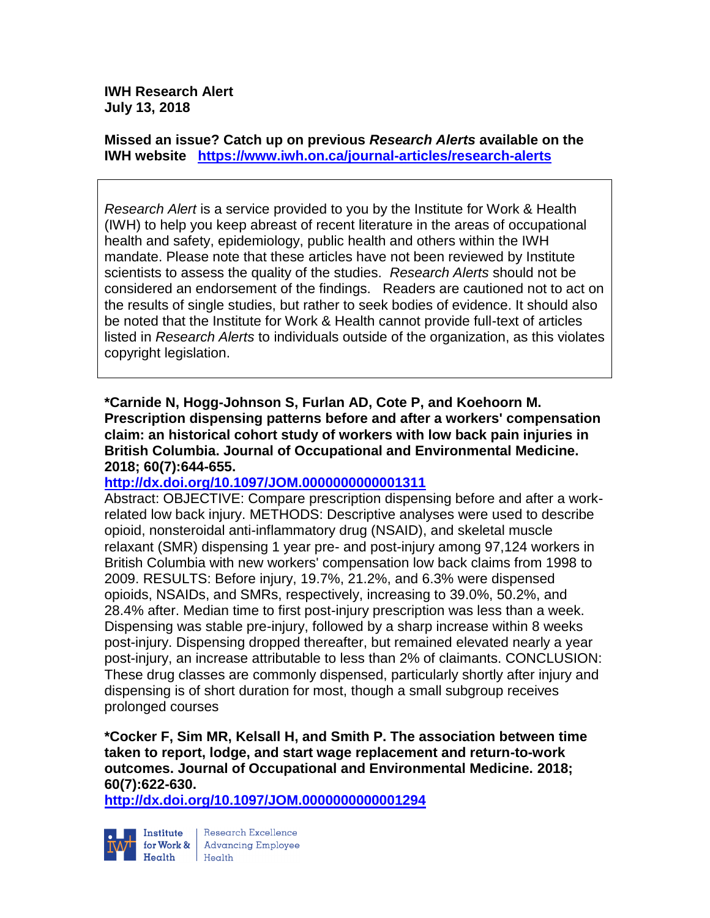**IWH Research Alert**
**July 13, 2018**

**Missed an issue? Catch up on previous *Research Alerts* available on the IWH website** **https://www.iwh.on.ca/journal-articles/research-alerts**

*Research Alert* is a service provided to you by the Institute for Work & Health (IWH) to help you keep abreast of recent literature in the areas of occupational health and safety, epidemiology, public health and others within the IWH mandate. Please note that these articles have not been reviewed by Institute scientists to assess the quality of the studies. *Research Alerts* should not be considered an endorsement of the findings. Readers are cautioned not to act on the results of single studies, but rather to seek bodies of evidence. It should also be noted that the Institute for Work & Health cannot provide full-text of articles listed in *Research Alerts* to individuals outside of the organization, as this violates copyright legislation.

**\*Carnide N, Hogg-Johnson S, Furlan AD, Cote P, and Koehoorn M. Prescription dispensing patterns before and after a workers' compensation claim: an historical cohort study of workers with low back pain injuries in British Columbia. Journal of Occupational and Environmental Medicine. 2018; 60(7):644-655.**

**http://dx.doi.org/10.1097/JOM.0000000000001311**

Abstract: OBJECTIVE: Compare prescription dispensing before and after a work-related low back injury. METHODS: Descriptive analyses were used to describe opioid, nonsteroidal anti-inflammatory drug (NSAID), and skeletal muscle relaxant (SMR) dispensing 1 year pre- and post-injury among 97,124 workers in British Columbia with new workers' compensation low back claims from 1998 to 2009. RESULTS: Before injury, 19.7%, 21.2%, and 6.3% were dispensed opioids, NSAIDs, and SMRs, respectively, increasing to 39.0%, 50.2%, and 28.4% after. Median time to first post-injury prescription was less than a week. Dispensing was stable pre-injury, followed by a sharp increase within 8 weeks post-injury. Dispensing dropped thereafter, but remained elevated nearly a year post-injury, an increase attributable to less than 2% of claimants. CONCLUSION: These drug classes are commonly dispensed, particularly shortly after injury and dispensing is of short duration for most, though a small subgroup receives prolonged courses

**\*Cocker F, Sim MR, Kelsall H, and Smith P. The association between time taken to report, lodge, and start wage replacement and return-to-work outcomes. Journal of Occupational and Environmental Medicine. 2018; 60(7):622-630.**

**http://dx.doi.org/10.1097/JOM.0000000000001294**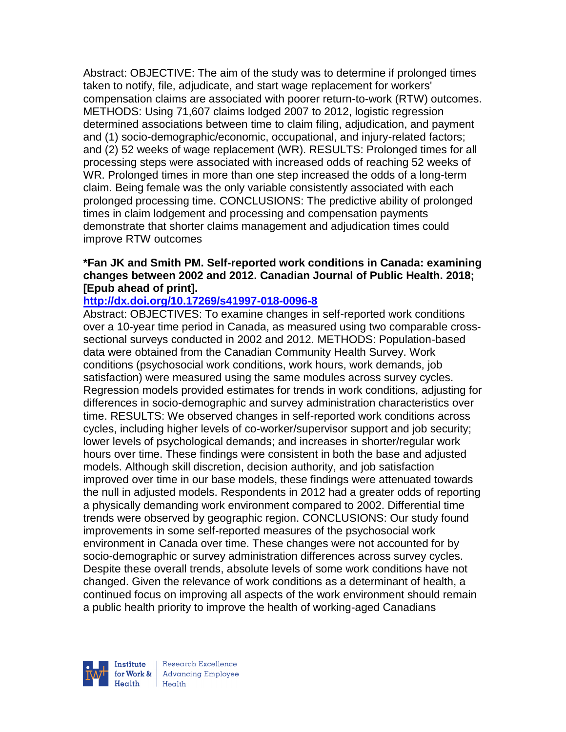Abstract: OBJECTIVE: The aim of the study was to determine if prolonged times taken to notify, file, adjudicate, and start wage replacement for workers' compensation claims are associated with poorer return-to-work (RTW) outcomes. METHODS: Using 71,607 claims lodged 2007 to 2012, logistic regression determined associations between time to claim filing, adjudication, and payment and (1) socio-demographic/economic, occupational, and injury-related factors; and (2) 52 weeks of wage replacement (WR). RESULTS: Prolonged times for all processing steps were associated with increased odds of reaching 52 weeks of WR. Prolonged times in more than one step increased the odds of a long-term claim. Being female was the only variable consistently associated with each prolonged processing time. CONCLUSIONS: The predictive ability of prolonged times in claim lodgement and processing and compensation payments demonstrate that shorter claims management and adjudication times could improve RTW outcomes

**\*Fan JK and Smith PM. Self-reported work conditions in Canada: examining changes between 2002 and 2012. Canadian Journal of Public Health. 2018; [Epub ahead of print].**

http://dx.doi.org/10.17269/s41997-018-0096-8

Abstract: OBJECTIVES: To examine changes in self-reported work conditions over a 10-year time period in Canada, as measured using two comparable cross-sectional surveys conducted in 2002 and 2012. METHODS: Population-based data were obtained from the Canadian Community Health Survey. Work conditions (psychosocial work conditions, work hours, work demands, job satisfaction) were measured using the same modules across survey cycles. Regression models provided estimates for trends in work conditions, adjusting for differences in socio-demographic and survey administration characteristics over time. RESULTS: We observed changes in self-reported work conditions across cycles, including higher levels of co-worker/supervisor support and job security; lower levels of psychological demands; and increases in shorter/regular work hours over time. These findings were consistent in both the base and adjusted models. Although skill discretion, decision authority, and job satisfaction improved over time in our base models, these findings were attenuated towards the null in adjusted models. Respondents in 2012 had a greater odds of reporting a physically demanding work environment compared to 2002. Differential time trends were observed by geographic region. CONCLUSIONS: Our study found improvements in some self-reported measures of the psychosocial work environment in Canada over time. These changes were not accounted for by socio-demographic or survey administration differences across survey cycles. Despite these overall trends, absolute levels of some work conditions have not changed. Given the relevance of work conditions as a determinant of health, a continued focus on improving all aspects of the work environment should remain a public health priority to improve the health of working-aged Canadians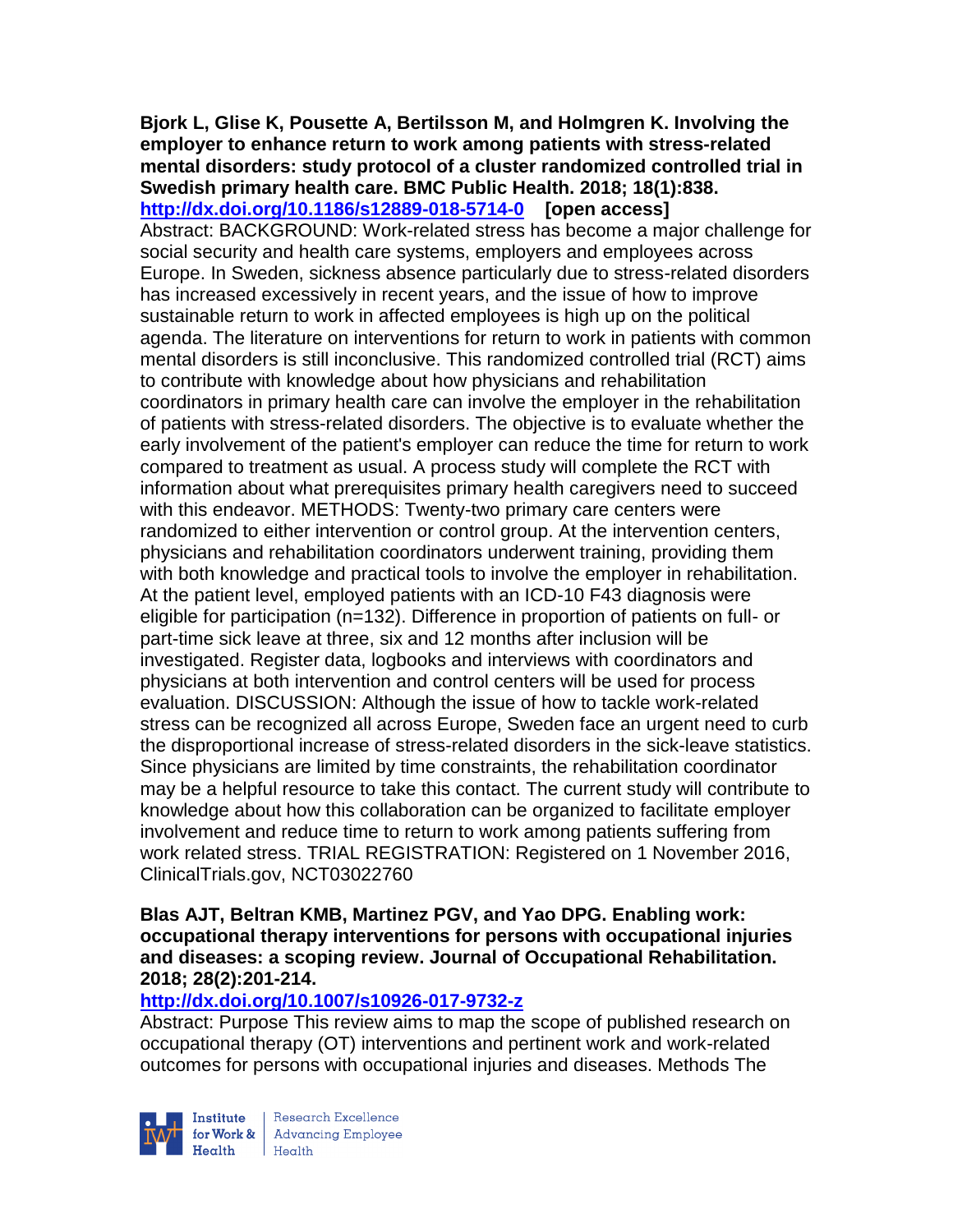**Bjork L, Glise K, Pousette A, Bertilsson M, and Holmgren K. Involving the employer to enhance return to work among patients with stress-related mental disorders: study protocol of a cluster randomized controlled trial in Swedish primary health care. BMC Public Health. 2018; 18(1):838.**
**http://dx.doi.org/10.1186/s12889-018-5714-0 [open access]**
Abstract: BACKGROUND: Work-related stress has become a major challenge for social security and health care systems, employers and employees across Europe. In Sweden, sickness absence particularly due to stress-related disorders has increased excessively in recent years, and the issue of how to improve sustainable return to work in affected employees is high up on the political agenda. The literature on interventions for return to work in patients with common mental disorders is still inconclusive. This randomized controlled trial (RCT) aims to contribute with knowledge about how physicians and rehabilitation coordinators in primary health care can involve the employer in the rehabilitation of patients with stress-related disorders. The objective is to evaluate whether the early involvement of the patient's employer can reduce the time for return to work compared to treatment as usual. A process study will complete the RCT with information about what prerequisites primary health caregivers need to succeed with this endeavor. METHODS: Twenty-two primary care centers were randomized to either intervention or control group. At the intervention centers, physicians and rehabilitation coordinators underwent training, providing them with both knowledge and practical tools to involve the employer in rehabilitation. At the patient level, employed patients with an ICD-10 F43 diagnosis were eligible for participation (n=132). Difference in proportion of patients on full- or part-time sick leave at three, six and 12 months after inclusion will be investigated. Register data, logbooks and interviews with coordinators and physicians at both intervention and control centers will be used for process evaluation. DISCUSSION: Although the issue of how to tackle work-related stress can be recognized all across Europe, Sweden face an urgent need to curb the disproportional increase of stress-related disorders in the sick-leave statistics. Since physicians are limited by time constraints, the rehabilitation coordinator may be a helpful resource to take this contact. The current study will contribute to knowledge about how this collaboration can be organized to facilitate employer involvement and reduce time to return to work among patients suffering from work related stress. TRIAL REGISTRATION: Registered on 1 November 2016, ClinicalTrials.gov, NCT03022760

**Blas AJT, Beltran KMB, Martinez PGV, and Yao DPG. Enabling work: occupational therapy interventions for persons with occupational injuries and diseases: a scoping review. Journal of Occupational Rehabilitation. 2018; 28(2):201-214.**
**http://dx.doi.org/10.1007/s10926-017-9732-z**
Abstract: Purpose This review aims to map the scope of published research on occupational therapy (OT) interventions and pertinent work and work-related outcomes for persons with occupational injuries and diseases. Methods The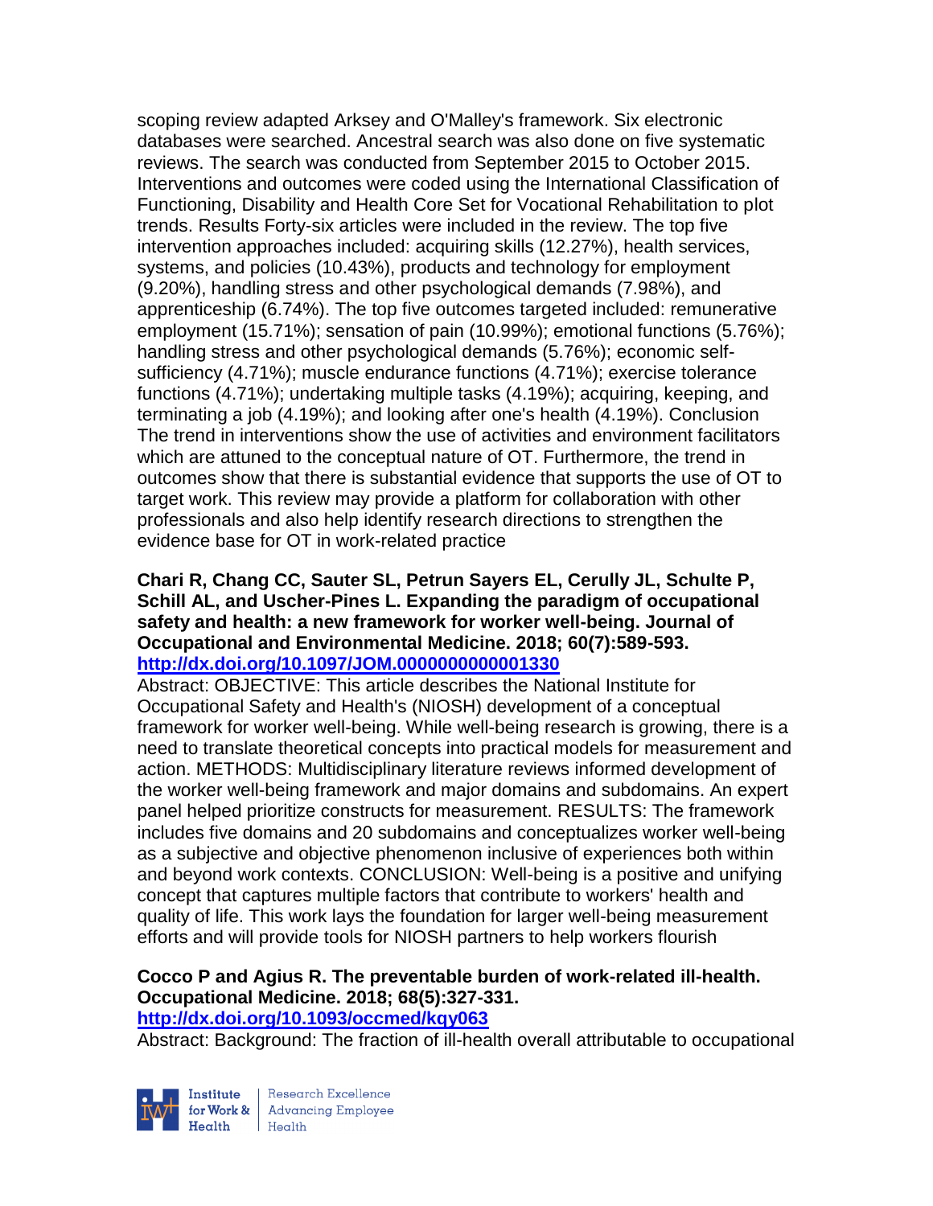scoping review adapted Arksey and O'Malley's framework. Six electronic databases were searched. Ancestral search was also done on five systematic reviews. The search was conducted from September 2015 to October 2015. Interventions and outcomes were coded using the International Classification of Functioning, Disability and Health Core Set for Vocational Rehabilitation to plot trends. Results Forty-six articles were included in the review. The top five intervention approaches included: acquiring skills (12.27%), health services, systems, and policies (10.43%), products and technology for employment (9.20%), handling stress and other psychological demands (7.98%), and apprenticeship (6.74%). The top five outcomes targeted included: remunerative employment (15.71%); sensation of pain (10.99%); emotional functions (5.76%); handling stress and other psychological demands (5.76%); economic self-sufficiency (4.71%); muscle endurance functions (4.71%); exercise tolerance functions (4.71%); undertaking multiple tasks (4.19%); acquiring, keeping, and terminating a job (4.19%); and looking after one's health (4.19%). Conclusion The trend in interventions show the use of activities and environment facilitators which are attuned to the conceptual nature of OT. Furthermore, the trend in outcomes show that there is substantial evidence that supports the use of OT to target work. This review may provide a platform for collaboration with other professionals and also help identify research directions to strengthen the evidence base for OT in work-related practice

**Chari R, Chang CC, Sauter SL, Petrun Sayers EL, Cerully JL, Schulte P, Schill AL, and Uscher-Pines L. Expanding the paradigm of occupational safety and health: a new framework for worker well-being. Journal of Occupational and Environmental Medicine. 2018; 60(7):589-593. http://dx.doi.org/10.1097/JOM.0000000000001330**

Abstract: OBJECTIVE: This article describes the National Institute for Occupational Safety and Health's (NIOSH) development of a conceptual framework for worker well-being. While well-being research is growing, there is a need to translate theoretical concepts into practical models for measurement and action. METHODS: Multidisciplinary literature reviews informed development of the worker well-being framework and major domains and subdomains. An expert panel helped prioritize constructs for measurement. RESULTS: The framework includes five domains and 20 subdomains and conceptualizes worker well-being as a subjective and objective phenomenon inclusive of experiences both within and beyond work contexts. CONCLUSION: Well-being is a positive and unifying concept that captures multiple factors that contribute to workers' health and quality of life. This work lays the foundation for larger well-being measurement efforts and will provide tools for NIOSH partners to help workers flourish

**Cocco P and Agius R. The preventable burden of work-related ill-health. Occupational Medicine. 2018; 68(5):327-331. http://dx.doi.org/10.1093/occmed/kqy063**

Abstract: Background: The fraction of ill-health overall attributable to occupational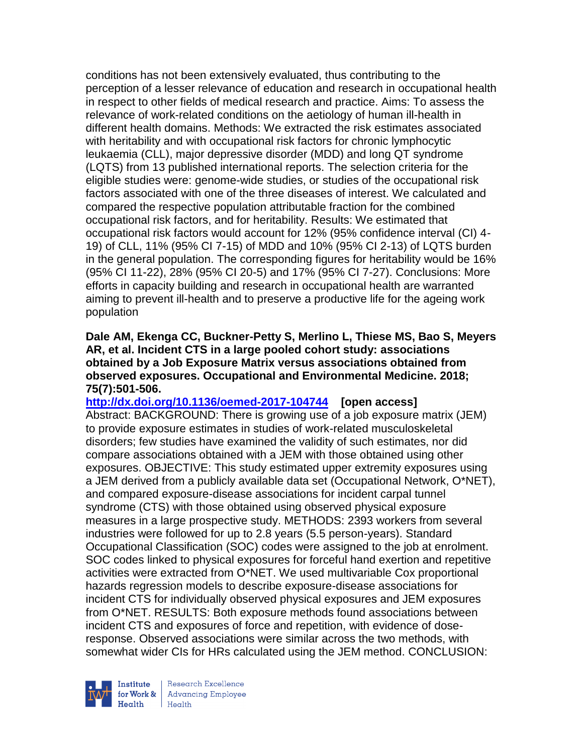conditions has not been extensively evaluated, thus contributing to the perception of a lesser relevance of education and research in occupational health in respect to other fields of medical research and practice. Aims: To assess the relevance of work-related conditions on the aetiology of human ill-health in different health domains. Methods: We extracted the risk estimates associated with heritability and with occupational risk factors for chronic lymphocytic leukaemia (CLL), major depressive disorder (MDD) and long QT syndrome (LQTS) from 13 published international reports. The selection criteria for the eligible studies were: genome-wide studies, or studies of the occupational risk factors associated with one of the three diseases of interest. We calculated and compared the respective population attributable fraction for the combined occupational risk factors, and for heritability. Results: We estimated that occupational risk factors would account for 12% (95% confidence interval (CI) 4-19) of CLL, 11% (95% CI 7-15) of MDD and 10% (95% CI 2-13) of LQTS burden in the general population. The corresponding figures for heritability would be 16% (95% CI 11-22), 28% (95% CI 20-5) and 17% (95% CI 7-27). Conclusions: More efforts in capacity building and research in occupational health are warranted aiming to prevent ill-health and to preserve a productive life for the ageing work population

**Dale AM, Ekenga CC, Buckner-Petty S, Merlino L, Thiese MS, Bao S, Meyers AR, et al. Incident CTS in a large pooled cohort study: associations obtained by a Job Exposure Matrix versus associations obtained from observed exposures. Occupational and Environmental Medicine. 2018; 75(7):501-506.**

**http://dx.doi.org/10.1136/oemed-2017-104744 [open access]**

Abstract: BACKGROUND: There is growing use of a job exposure matrix (JEM) to provide exposure estimates in studies of work-related musculoskeletal disorders; few studies have examined the validity of such estimates, nor did compare associations obtained with a JEM with those obtained using other exposures. OBJECTIVE: This study estimated upper extremity exposures using a JEM derived from a publicly available data set (Occupational Network, O*NET), and compared exposure-disease associations for incident carpal tunnel syndrome (CTS) with those obtained using observed physical exposure measures in a large prospective study. METHODS: 2393 workers from several industries were followed for up to 2.8 years (5.5 person-years). Standard Occupational Classification (SOC) codes were assigned to the job at enrolment. SOC codes linked to physical exposures for forceful hand exertion and repetitive activities were extracted from O*NET. We used multivariable Cox proportional hazards regression models to describe exposure-disease associations for incident CTS for individually observed physical exposures and JEM exposures from O*NET. RESULTS: Both exposure methods found associations between incident CTS and exposures of force and repetition, with evidence of dose-response. Observed associations were similar across the two methods, with somewhat wider CIs for HRs calculated using the JEM method. CONCLUSION: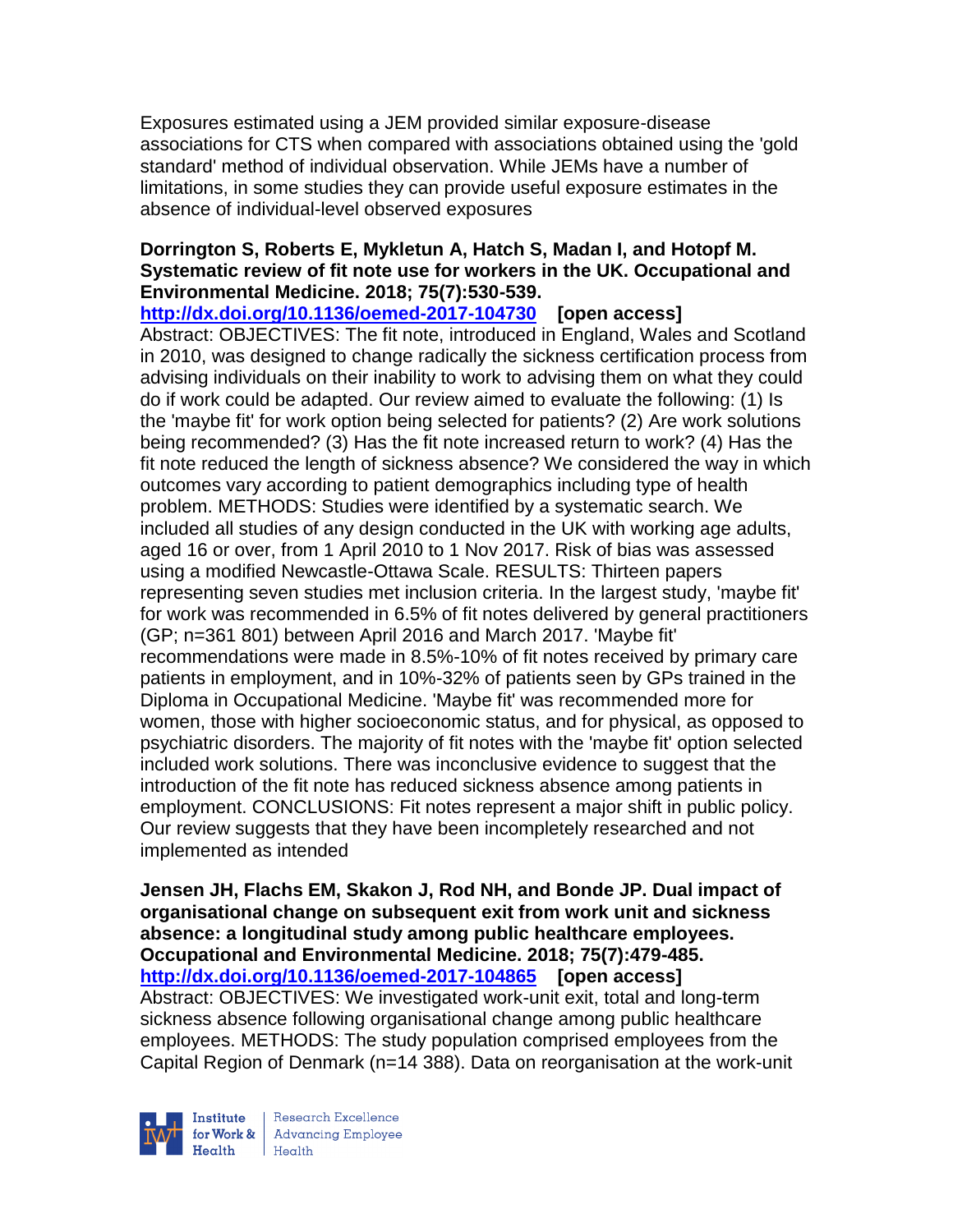Exposures estimated using a JEM provided similar exposure-disease associations for CTS when compared with associations obtained using the 'gold standard' method of individual observation. While JEMs have a number of limitations, in some studies they can provide useful exposure estimates in the absence of individual-level observed exposures

**Dorrington S, Roberts E, Mykletun A, Hatch S, Madan I, and Hotopf M. Systematic review of fit note use for workers in the UK. Occupational and Environmental Medicine. 2018; 75(7):530-539.**
**http://dx.doi.org/10.1136/oemed-2017-104730 [open access]**
Abstract: OBJECTIVES: The fit note, introduced in England, Wales and Scotland in 2010, was designed to change radically the sickness certification process from advising individuals on their inability to work to advising them on what they could do if work could be adapted. Our review aimed to evaluate the following: (1) Is the 'maybe fit' for work option being selected for patients? (2) Are work solutions being recommended? (3) Has the fit note increased return to work? (4) Has the fit note reduced the length of sickness absence? We considered the way in which outcomes vary according to patient demographics including type of health problem. METHODS: Studies were identified by a systematic search. We included all studies of any design conducted in the UK with working age adults, aged 16 or over, from 1 April 2010 to 1 Nov 2017. Risk of bias was assessed using a modified Newcastle-Ottawa Scale. RESULTS: Thirteen papers representing seven studies met inclusion criteria. In the largest study, 'maybe fit' for work was recommended in 6.5% of fit notes delivered by general practitioners (GP; n=361 801) between April 2016 and March 2017. 'Maybe fit' recommendations were made in 8.5%-10% of fit notes received by primary care patients in employment, and in 10%-32% of patients seen by GPs trained in the Diploma in Occupational Medicine. 'Maybe fit' was recommended more for women, those with higher socioeconomic status, and for physical, as opposed to psychiatric disorders. The majority of fit notes with the 'maybe fit' option selected included work solutions. There was inconclusive evidence to suggest that the introduction of the fit note has reduced sickness absence among patients in employment. CONCLUSIONS: Fit notes represent a major shift in public policy. Our review suggests that they have been incompletely researched and not implemented as intended

**Jensen JH, Flachs EM, Skakon J, Rod NH, and Bonde JP. Dual impact of organisational change on subsequent exit from work unit and sickness absence: a longitudinal study among public healthcare employees. Occupational and Environmental Medicine. 2018; 75(7):479-485.**
**http://dx.doi.org/10.1136/oemed-2017-104865 [open access]**
Abstract: OBJECTIVES: We investigated work-unit exit, total and long-term sickness absence following organisational change among public healthcare employees. METHODS: The study population comprised employees from the Capital Region of Denmark (n=14 388). Data on reorganisation at the work-unit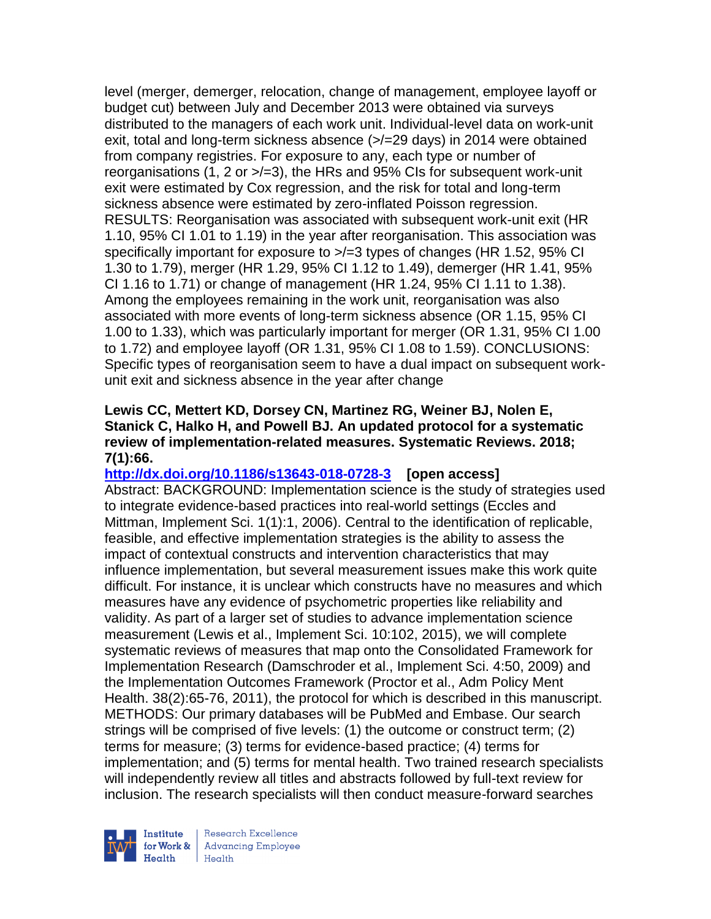level (merger, demerger, relocation, change of management, employee layoff or budget cut) between July and December 2013 were obtained via surveys distributed to the managers of each work unit. Individual-level data on work-unit exit, total and long-term sickness absence (>/=29 days) in 2014 were obtained from company registries. For exposure to any, each type or number of reorganisations (1, 2 or >/=3), the HRs and 95% CIs for subsequent work-unit exit were estimated by Cox regression, and the risk for total and long-term sickness absence were estimated by zero-inflated Poisson regression. RESULTS: Reorganisation was associated with subsequent work-unit exit (HR 1.10, 95% CI 1.01 to 1.19) in the year after reorganisation. This association was specifically important for exposure to >/=3 types of changes (HR 1.52, 95% CI 1.30 to 1.79), merger (HR 1.29, 95% CI 1.12 to 1.49), demerger (HR 1.41, 95% CI 1.16 to 1.71) or change of management (HR 1.24, 95% CI 1.11 to 1.38). Among the employees remaining in the work unit, reorganisation was also associated with more events of long-term sickness absence (OR 1.15, 95% CI 1.00 to 1.33), which was particularly important for merger (OR 1.31, 95% CI 1.00 to 1.72) and employee layoff (OR 1.31, 95% CI 1.08 to 1.59). CONCLUSIONS: Specific types of reorganisation seem to have a dual impact on subsequent work-unit exit and sickness absence in the year after change

**Lewis CC, Mettert KD, Dorsey CN, Martinez RG, Weiner BJ, Nolen E, Stanick C, Halko H, and Powell BJ. An updated protocol for a systematic review of implementation-related measures. Systematic Reviews. 2018; 7(1):66.**

**http://dx.doi.org/10.1186/s13643-018-0728-3 [open access]**

Abstract: BACKGROUND: Implementation science is the study of strategies used to integrate evidence-based practices into real-world settings (Eccles and Mittman, Implement Sci. 1(1):1, 2006). Central to the identification of replicable, feasible, and effective implementation strategies is the ability to assess the impact of contextual constructs and intervention characteristics that may influence implementation, but several measurement issues make this work quite difficult. For instance, it is unclear which constructs have no measures and which measures have any evidence of psychometric properties like reliability and validity. As part of a larger set of studies to advance implementation science measurement (Lewis et al., Implement Sci. 10:102, 2015), we will complete systematic reviews of measures that map onto the Consolidated Framework for Implementation Research (Damschroder et al., Implement Sci. 4:50, 2009) and the Implementation Outcomes Framework (Proctor et al., Adm Policy Ment Health. 38(2):65-76, 2011), the protocol for which is described in this manuscript. METHODS: Our primary databases will be PubMed and Embase. Our search strings will be comprised of five levels: (1) the outcome or construct term; (2) terms for measure; (3) terms for evidence-based practice; (4) terms for implementation; and (5) terms for mental health. Two trained research specialists will independently review all titles and abstracts followed by full-text review for inclusion. The research specialists will then conduct measure-forward searches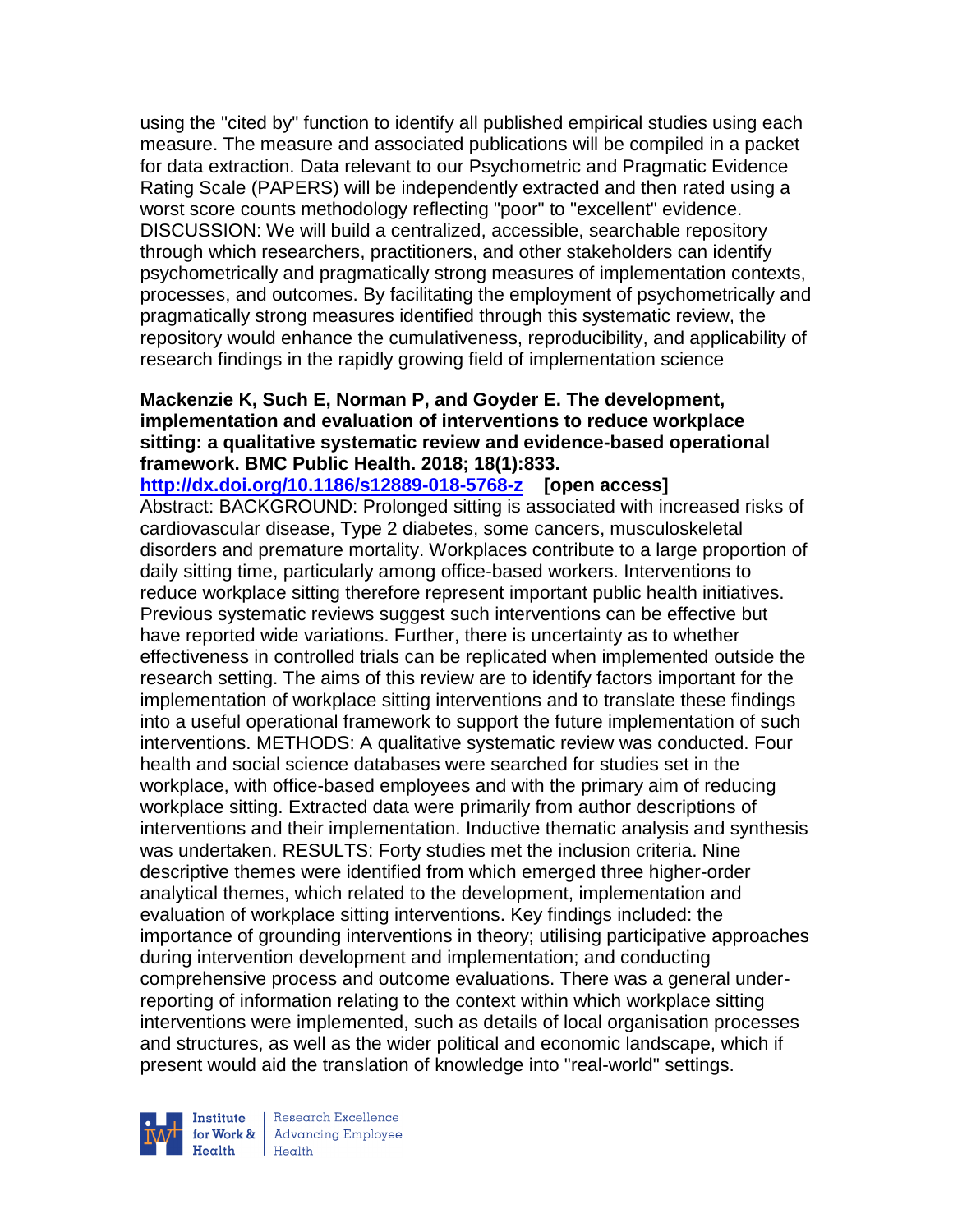using the "cited by" function to identify all published empirical studies using each measure. The measure and associated publications will be compiled in a packet for data extraction. Data relevant to our Psychometric and Pragmatic Evidence Rating Scale (PAPERS) will be independently extracted and then rated using a worst score counts methodology reflecting "poor" to "excellent" evidence. DISCUSSION: We will build a centralized, accessible, searchable repository through which researchers, practitioners, and other stakeholders can identify psychometrically and pragmatically strong measures of implementation contexts, processes, and outcomes. By facilitating the employment of psychometrically and pragmatically strong measures identified through this systematic review, the repository would enhance the cumulativeness, reproducibility, and applicability of research findings in the rapidly growing field of implementation science

**Mackenzie K, Such E, Norman P, and Goyder E. The development, implementation and evaluation of interventions to reduce workplace sitting: a qualitative systematic review and evidence-based operational framework. BMC Public Health. 2018; 18(1):833.**
**http://dx.doi.org/10.1186/s12889-018-5768-z [open access]**
Abstract: BACKGROUND: Prolonged sitting is associated with increased risks of cardiovascular disease, Type 2 diabetes, some cancers, musculoskeletal disorders and premature mortality. Workplaces contribute to a large proportion of daily sitting time, particularly among office-based workers. Interventions to reduce workplace sitting therefore represent important public health initiatives. Previous systematic reviews suggest such interventions can be effective but have reported wide variations. Further, there is uncertainty as to whether effectiveness in controlled trials can be replicated when implemented outside the research setting. The aims of this review are to identify factors important for the implementation of workplace sitting interventions and to translate these findings into a useful operational framework to support the future implementation of such interventions. METHODS: A qualitative systematic review was conducted. Four health and social science databases were searched for studies set in the workplace, with office-based employees and with the primary aim of reducing workplace sitting. Extracted data were primarily from author descriptions of interventions and their implementation. Inductive thematic analysis and synthesis was undertaken. RESULTS: Forty studies met the inclusion criteria. Nine descriptive themes were identified from which emerged three higher-order analytical themes, which related to the development, implementation and evaluation of workplace sitting interventions. Key findings included: the importance of grounding interventions in theory; utilising participative approaches during intervention development and implementation; and conducting comprehensive process and outcome evaluations. There was a general under-reporting of information relating to the context within which workplace sitting interventions were implemented, such as details of local organisation processes and structures, as well as the wider political and economic landscape, which if present would aid the translation of knowledge into "real-world" settings.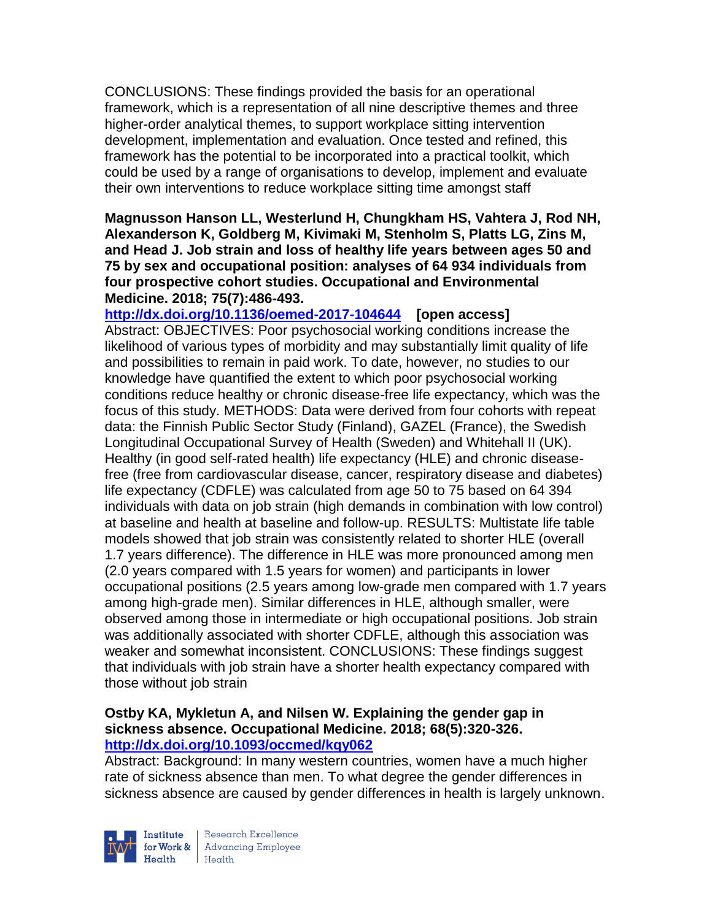CONCLUSIONS: These findings provided the basis for an operational framework, which is a representation of all nine descriptive themes and three higher-order analytical themes, to support workplace sitting intervention development, implementation and evaluation. Once tested and refined, this framework has the potential to be incorporated into a practical toolkit, which could be used by a range of organisations to develop, implement and evaluate their own interventions to reduce workplace sitting time amongst staff

**Magnusson Hanson LL, Westerlund H, Chungkham HS, Vahtera J, Rod NH, Alexanderson K, Goldberg M, Kivimaki M, Stenholm S, Platts LG, Zins M, and Head J. Job strain and loss of healthy life years between ages 50 and 75 by sex and occupational position: analyses of 64 934 individuals from four prospective cohort studies. Occupational and Environmental Medicine. 2018; 75(7):486-493.**

**http://dx.doi.org/10.1136/oemed-2017-104644 [open access]**

Abstract: OBJECTIVES: Poor psychosocial working conditions increase the likelihood of various types of morbidity and may substantially limit quality of life and possibilities to remain in paid work. To date, however, no studies to our knowledge have quantified the extent to which poor psychosocial working conditions reduce healthy or chronic disease-free life expectancy, which was the focus of this study. METHODS: Data were derived from four cohorts with repeat data: the Finnish Public Sector Study (Finland), GAZEL (France), the Swedish Longitudinal Occupational Survey of Health (Sweden) and Whitehall II (UK). Healthy (in good self-rated health) life expectancy (HLE) and chronic disease-free (free from cardiovascular disease, cancer, respiratory disease and diabetes) life expectancy (CDFLE) was calculated from age 50 to 75 based on 64 394 individuals with data on job strain (high demands in combination with low control) at baseline and health at baseline and follow-up. RESULTS: Multistate life table models showed that job strain was consistently related to shorter HLE (overall 1.7 years difference). The difference in HLE was more pronounced among men (2.0 years compared with 1.5 years for women) and participants in lower occupational positions (2.5 years among low-grade men compared with 1.7 years among high-grade men). Similar differences in HLE, although smaller, were observed among those in intermediate or high occupational positions. Job strain was additionally associated with shorter CDFLE, although this association was weaker and somewhat inconsistent. CONCLUSIONS: These findings suggest that individuals with job strain have a shorter health expectancy compared with those without job strain

**Ostby KA, Mykletun A, and Nilsen W. Explaining the gender gap in sickness absence. Occupational Medicine. 2018; 68(5):320-326.**
**http://dx.doi.org/10.1093/occmed/kqy062**

Abstract: Background: In many western countries, women have a much higher rate of sickness absence than men. To what degree the gender differences in sickness absence are caused by gender differences in health is largely unknown.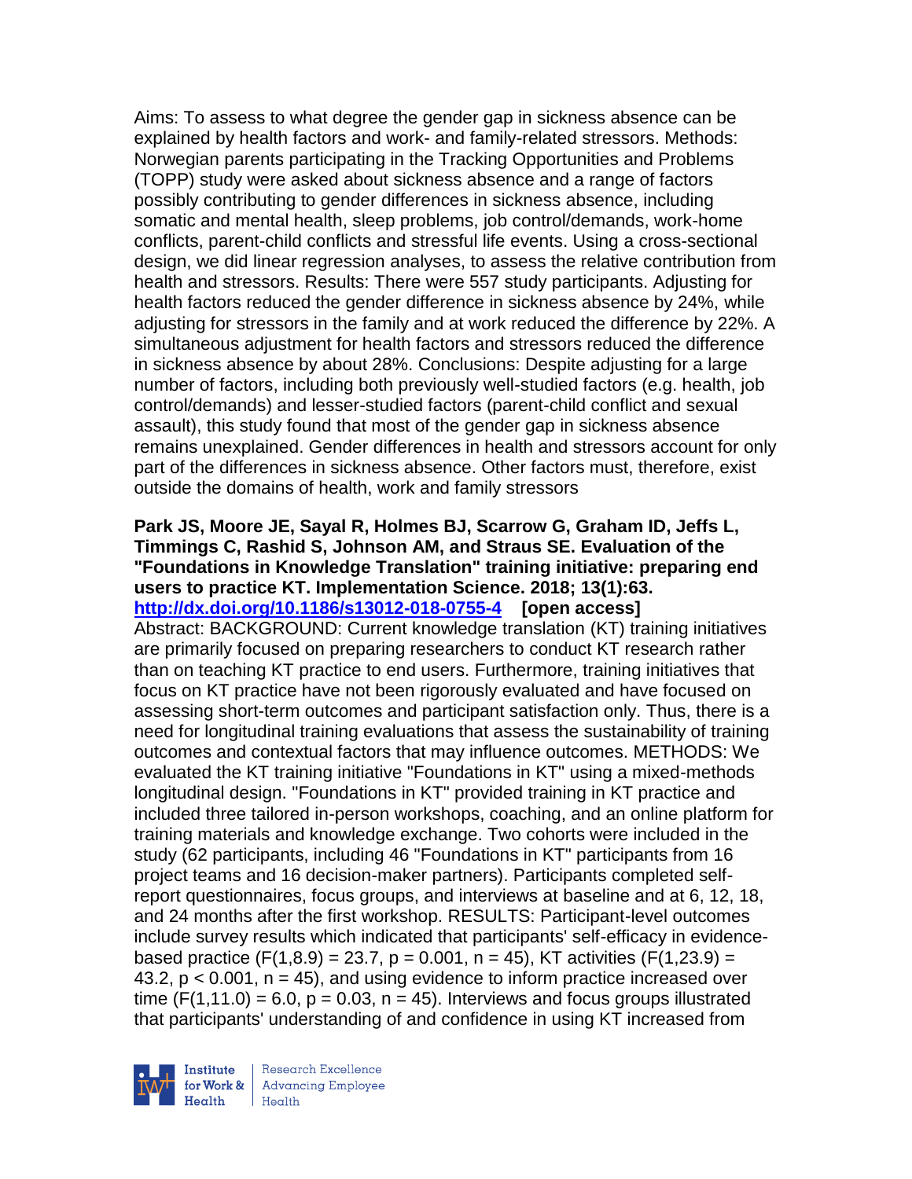Aims: To assess to what degree the gender gap in sickness absence can be explained by health factors and work- and family-related stressors. Methods: Norwegian parents participating in the Tracking Opportunities and Problems (TOPP) study were asked about sickness absence and a range of factors possibly contributing to gender differences in sickness absence, including somatic and mental health, sleep problems, job control/demands, work-home conflicts, parent-child conflicts and stressful life events. Using a cross-sectional design, we did linear regression analyses, to assess the relative contribution from health and stressors. Results: There were 557 study participants. Adjusting for health factors reduced the gender difference in sickness absence by 24%, while adjusting for stressors in the family and at work reduced the difference by 22%. A simultaneous adjustment for health factors and stressors reduced the difference in sickness absence by about 28%. Conclusions: Despite adjusting for a large number of factors, including both previously well-studied factors (e.g. health, job control/demands) and lesser-studied factors (parent-child conflict and sexual assault), this study found that most of the gender gap in sickness absence remains unexplained. Gender differences in health and stressors account for only part of the differences in sickness absence. Other factors must, therefore, exist outside the domains of health, work and family stressors

**Park JS, Moore JE, Sayal R, Holmes BJ, Scarrow G, Graham ID, Jeffs L, Timmings C, Rashid S, Johnson AM, and Straus SE. Evaluation of the "Foundations in Knowledge Translation" training initiative: preparing end users to practice KT. Implementation Science. 2018; 13(1):63. http://dx.doi.org/10.1186/s13012-018-0755-4 [open access]**

Abstract: BACKGROUND: Current knowledge translation (KT) training initiatives are primarily focused on preparing researchers to conduct KT research rather than on teaching KT practice to end users. Furthermore, training initiatives that focus on KT practice have not been rigorously evaluated and have focused on assessing short-term outcomes and participant satisfaction only. Thus, there is a need for longitudinal training evaluations that assess the sustainability of training outcomes and contextual factors that may influence outcomes. METHODS: We evaluated the KT training initiative "Foundations in KT" using a mixed-methods longitudinal design. "Foundations in KT" provided training in KT practice and included three tailored in-person workshops, coaching, and an online platform for training materials and knowledge exchange. Two cohorts were included in the study (62 participants, including 46 "Foundations in KT" participants from 16 project teams and 16 decision-maker partners). Participants completed self-report questionnaires, focus groups, and interviews at baseline and at 6, 12, 18, and 24 months after the first workshop. RESULTS: Participant-level outcomes include survey results which indicated that participants' self-efficacy in evidence-based practice ($F(1,8.9) = 23.7$, $p = 0.001$, $n = 45$), KT activities ($F(1,23.9) = 43.2$, $p < 0.001$, $n = 45$), and using evidence to inform practice increased over time ($F(1,11.0) = 6.0$, $p = 0.03$, $n = 45$). Interviews and focus groups illustrated that participants' understanding of and confidence in using KT increased from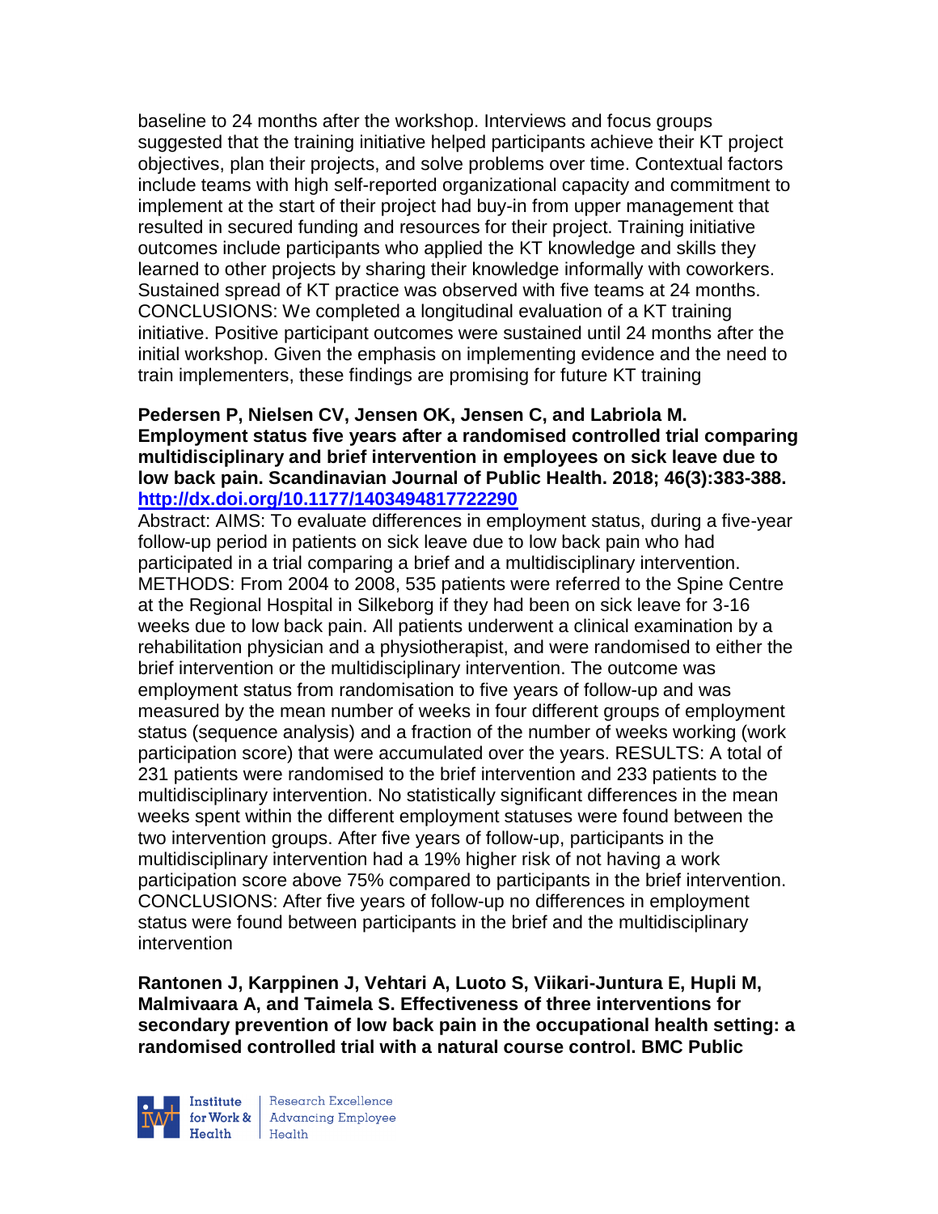baseline to 24 months after the workshop. Interviews and focus groups suggested that the training initiative helped participants achieve their KT project objectives, plan their projects, and solve problems over time. Contextual factors include teams with high self-reported organizational capacity and commitment to implement at the start of their project had buy-in from upper management that resulted in secured funding and resources for their project. Training initiative outcomes include participants who applied the KT knowledge and skills they learned to other projects by sharing their knowledge informally with coworkers. Sustained spread of KT practice was observed with five teams at 24 months. CONCLUSIONS: We completed a longitudinal evaluation of a KT training initiative. Positive participant outcomes were sustained until 24 months after the initial workshop. Given the emphasis on implementing evidence and the need to train implementers, these findings are promising for future KT training

**Pedersen P, Nielsen CV, Jensen OK, Jensen C, and Labriola M. Employment status five years after a randomised controlled trial comparing multidisciplinary and brief intervention in employees on sick leave due to low back pain. Scandinavian Journal of Public Health. 2018; 46(3):383-388. http://dx.doi.org/10.1177/1403494817722290**

Abstract: AIMS: To evaluate differences in employment status, during a five-year follow-up period in patients on sick leave due to low back pain who had participated in a trial comparing a brief and a multidisciplinary intervention. METHODS: From 2004 to 2008, 535 patients were referred to the Spine Centre at the Regional Hospital in Silkeborg if they had been on sick leave for 3-16 weeks due to low back pain. All patients underwent a clinical examination by a rehabilitation physician and a physiotherapist, and were randomised to either the brief intervention or the multidisciplinary intervention. The outcome was employment status from randomisation to five years of follow-up and was measured by the mean number of weeks in four different groups of employment status (sequence analysis) and a fraction of the number of weeks working (work participation score) that were accumulated over the years. RESULTS: A total of 231 patients were randomised to the brief intervention and 233 patients to the multidisciplinary intervention. No statistically significant differences in the mean weeks spent within the different employment statuses were found between the two intervention groups. After five years of follow-up, participants in the multidisciplinary intervention had a 19% higher risk of not having a work participation score above 75% compared to participants in the brief intervention. CONCLUSIONS: After five years of follow-up no differences in employment status were found between participants in the brief and the multidisciplinary intervention

**Rantonen J, Karppinen J, Vehtari A, Luoto S, Viikari-Juntura E, Hupli M, Malmivaara A, and Taimela S. Effectiveness of three interventions for secondary prevention of low back pain in the occupational health setting: a randomised controlled trial with a natural course control. BMC Public**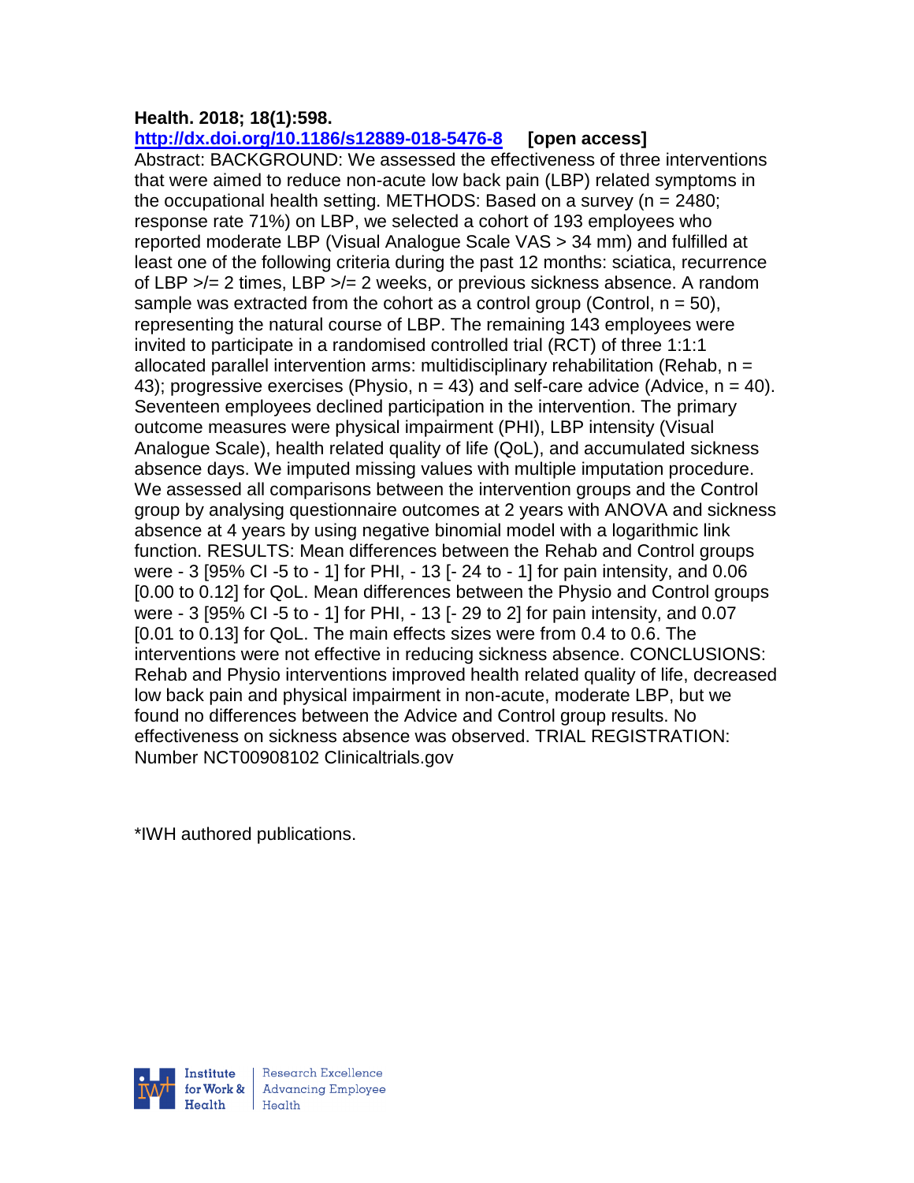**Health. 2018; 18(1):598.**

**http://dx.doi.org/10.1186/s12889-018-5476-8** **[open access]**

Abstract: BACKGROUND: We assessed the effectiveness of three interventions that were aimed to reduce non-acute low back pain (LBP) related symptoms in the occupational health setting. METHODS: Based on a survey (n = 2480; response rate 71%) on LBP, we selected a cohort of 193 employees who reported moderate LBP (Visual Analogue Scale VAS > 34 mm) and fulfilled at least one of the following criteria during the past 12 months: sciatica, recurrence of LBP >/= 2 times, LBP >/= 2 weeks, or previous sickness absence. A random sample was extracted from the cohort as a control group (Control, n = 50), representing the natural course of LBP. The remaining 143 employees were invited to participate in a randomised controlled trial (RCT) of three 1:1:1 allocated parallel intervention arms: multidisciplinary rehabilitation (Rehab, n = 43); progressive exercises (Physio, n = 43) and self-care advice (Advice, n = 40). Seventeen employees declined participation in the intervention. The primary outcome measures were physical impairment (PHI), LBP intensity (Visual Analogue Scale), health related quality of life (QoL), and accumulated sickness absence days. We imputed missing values with multiple imputation procedure. We assessed all comparisons between the intervention groups and the Control group by analysing questionnaire outcomes at 2 years with ANOVA and sickness absence at 4 years by using negative binomial model with a logarithmic link function. RESULTS: Mean differences between the Rehab and Control groups were - 3 [95% CI -5 to - 1] for PHI, - 13 [- 24 to - 1] for pain intensity, and 0.06 [0.00 to 0.12] for QoL. Mean differences between the Physio and Control groups were - 3 [95% CI -5 to - 1] for PHI, - 13 [- 29 to 2] for pain intensity, and 0.07 [0.01 to 0.13] for QoL. The main effects sizes were from 0.4 to 0.6. The interventions were not effective in reducing sickness absence. CONCLUSIONS: Rehab and Physio interventions improved health related quality of life, decreased low back pain and physical impairment in non-acute, moderate LBP, but we found no differences between the Advice and Control group results. No effectiveness on sickness absence was observed. TRIAL REGISTRATION: Number NCT00908102 Clinicaltrials.gov

*IWH authored publications.